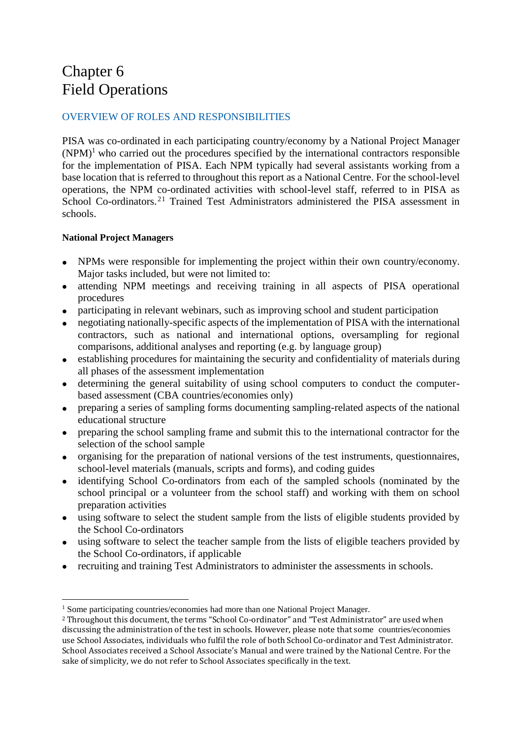# Chapter 6
# Field Operations

## OVERVIEW OF ROLES AND RESPONSIBILITIES

PISA was co-ordinated in each participating country/economy by a National Project Manager (NPM)[1] who carried out the procedures specified by the international contractors responsible for the implementation of PISA. Each NPM typically had several assistants working from a base location that is referred to throughout this report as a National Centre. For the school-level operations, the NPM co-ordinated activities with school-level staff, referred to in PISA as School Co-ordinators.[2] Trained Test Administrators administered the PISA assessment in schools.

### National Project Managers

- NPMs were responsible for implementing the project within their own country/economy. Major tasks included, but were not limited to:
- attending NPM meetings and receiving training in all aspects of PISA operational procedures
- participating in relevant webinars, such as improving school and student participation
- negotiating nationally-specific aspects of the implementation of PISA with the international contractors, such as national and international options, oversampling for regional comparisons, additional analyses and reporting (e.g. by language group)
- establishing procedures for maintaining the security and confidentiality of materials during all phases of the assessment implementation
- determining the general suitability of using school computers to conduct the computer-based assessment (CBA countries/economies only)
- preparing a series of sampling forms documenting sampling-related aspects of the national educational structure
- preparing the school sampling frame and submit this to the international contractor for the selection of the school sample
- organising for the preparation of national versions of the test instruments, questionnaires, school-level materials (manuals, scripts and forms), and coding guides
- identifying School Co-ordinators from each of the sampled schools (nominated by the school principal or a volunteer from the school staff) and working with them on school preparation activities
- using software to select the student sample from the lists of eligible students provided by the School Co-ordinators
- using software to select the teacher sample from the lists of eligible teachers provided by the School Co-ordinators, if applicable
- recruiting and training Test Administrators to administer the assessments in schools.

---

[1] Some participating countries/economies had more than one National Project Manager.

[2] Throughout this document, the terms "School Co-ordinator" and "Test Administrator" are used when discussing the administration of the test in schools. However, please note that some countries/economies use School Associates, individuals who fulfil the role of both School Co-ordinator and Test Administrator. School Associates received a School Associate's Manual and were trained by the National Centre. For the sake of simplicity, we do not refer to School Associates specifically in the text.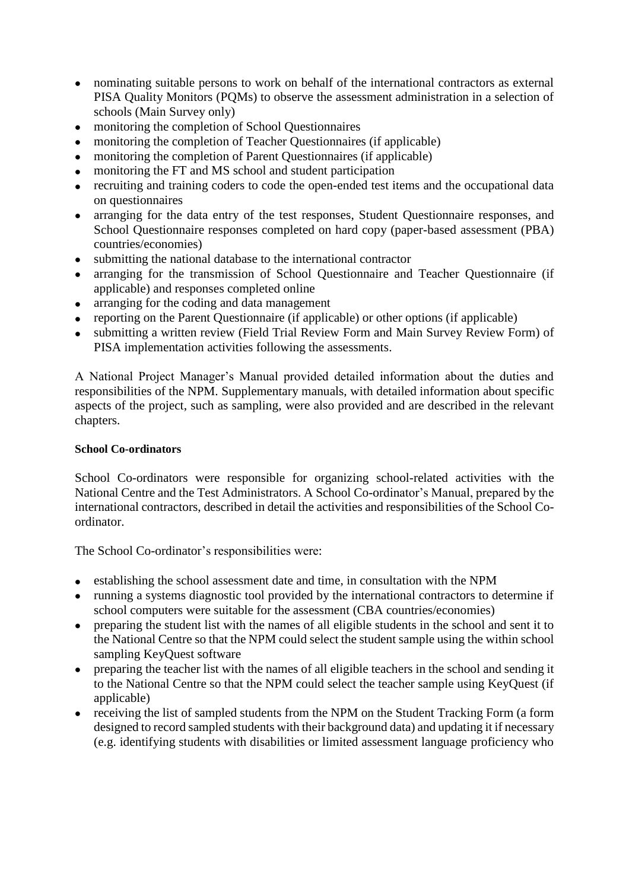- nominating suitable persons to work on behalf of the international contractors as external PISA Quality Monitors (PQMs) to observe the assessment administration in a selection of schools (Main Survey only)
- monitoring the completion of School Questionnaires
- monitoring the completion of Teacher Questionnaires (if applicable)
- monitoring the completion of Parent Questionnaires (if applicable)
- monitoring the FT and MS school and student participation
- recruiting and training coders to code the open-ended test items and the occupational data on questionnaires
- arranging for the data entry of the test responses, Student Questionnaire responses, and School Questionnaire responses completed on hard copy (paper-based assessment (PBA) countries/economies)
- submitting the national database to the international contractor
- arranging for the transmission of School Questionnaire and Teacher Questionnaire (if applicable) and responses completed online
- arranging for the coding and data management
- reporting on the Parent Questionnaire (if applicable) or other options (if applicable)
- submitting a written review (Field Trial Review Form and Main Survey Review Form) of PISA implementation activities following the assessments.

A National Project Manager's Manual provided detailed information about the duties and responsibilities of the NPM. Supplementary manuals, with detailed information about specific aspects of the project, such as sampling, were also provided and are described in the relevant chapters.

**School Co-ordinators**

School Co-ordinators were responsible for organizing school-related activities with the National Centre and the Test Administrators. A School Co-ordinator's Manual, prepared by the international contractors, described in detail the activities and responsibilities of the School Co-ordinator.

The School Co-ordinator's responsibilities were:

- establishing the school assessment date and time, in consultation with the NPM
- running a systems diagnostic tool provided by the international contractors to determine if school computers were suitable for the assessment (CBA countries/economies)
- preparing the student list with the names of all eligible students in the school and sent it to the National Centre so that the NPM could select the student sample using the within school sampling KeyQuest software
- preparing the teacher list with the names of all eligible teachers in the school and sending it to the National Centre so that the NPM could select the teacher sample using KeyQuest (if applicable)
- receiving the list of sampled students from the NPM on the Student Tracking Form (a form designed to record sampled students with their background data) and updating it if necessary (e.g. identifying students with disabilities or limited assessment language proficiency who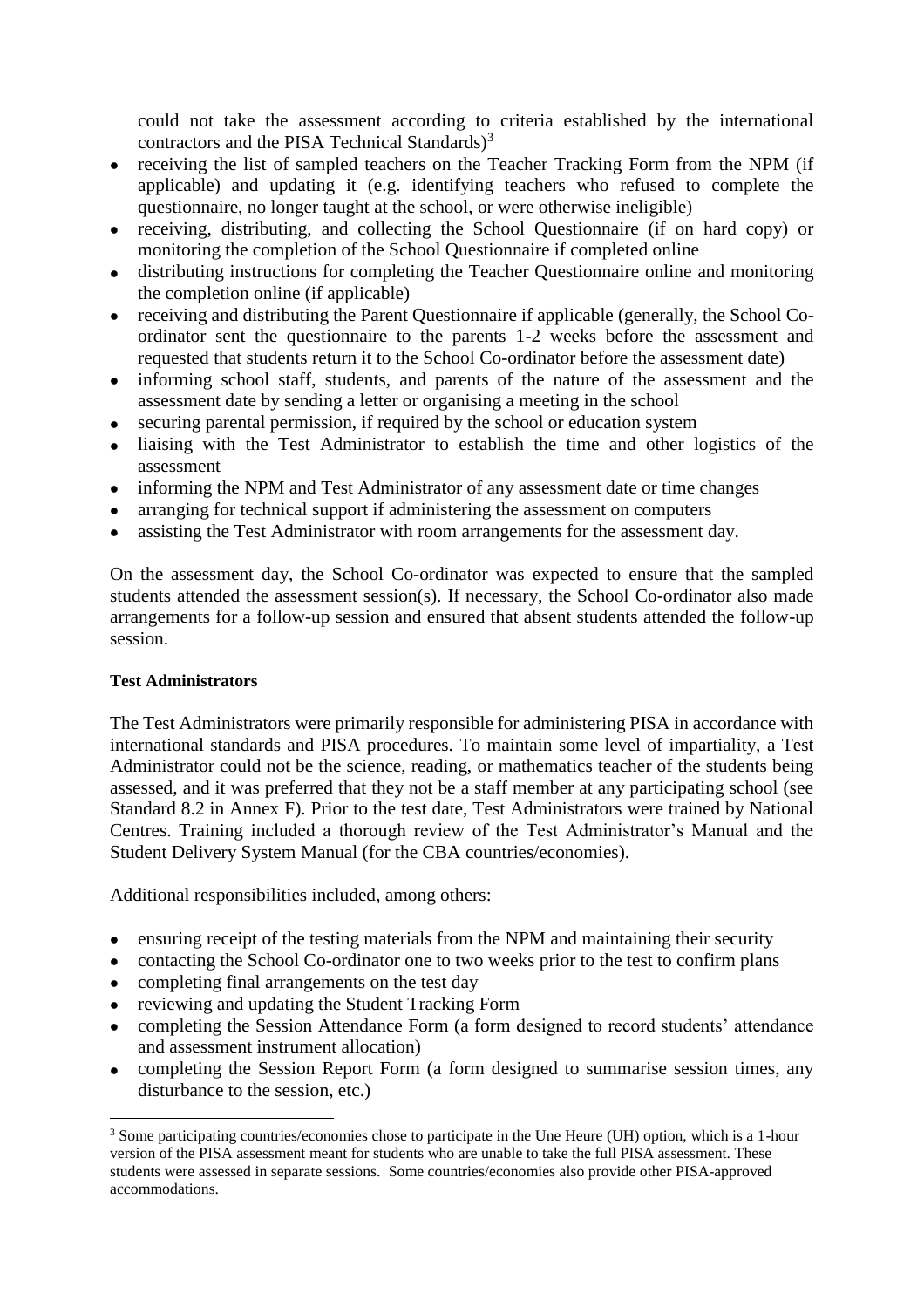could not take the assessment according to criteria established by the international contractors and the PISA Technical Standards)[3]

- receiving the list of sampled teachers on the Teacher Tracking Form from the NPM (if applicable) and updating it (e.g. identifying teachers who refused to complete the questionnaire, no longer taught at the school, or were otherwise ineligible)
- receiving, distributing, and collecting the School Questionnaire (if on hard copy) or monitoring the completion of the School Questionnaire if completed online
- distributing instructions for completing the Teacher Questionnaire online and monitoring the completion online (if applicable)
- receiving and distributing the Parent Questionnaire if applicable (generally, the School Co-ordinator sent the questionnaire to the parents 1-2 weeks before the assessment and requested that students return it to the School Co-ordinator before the assessment date)
- informing school staff, students, and parents of the nature of the assessment and the assessment date by sending a letter or organising a meeting in the school
- securing parental permission, if required by the school or education system
- liaising with the Test Administrator to establish the time and other logistics of the assessment
- informing the NPM and Test Administrator of any assessment date or time changes
- arranging for technical support if administering the assessment on computers
- assisting the Test Administrator with room arrangements for the assessment day.

On the assessment day, the School Co-ordinator was expected to ensure that the sampled students attended the assessment session(s). If necessary, the School Co-ordinator also made arrangements for a follow-up session and ensured that absent students attended the follow-up session.

**Test Administrators**

The Test Administrators were primarily responsible for administering PISA in accordance with international standards and PISA procedures. To maintain some level of impartiality, a Test Administrator could not be the science, reading, or mathematics teacher of the students being assessed, and it was preferred that they not be a staff member at any participating school (see Standard 8.2 in Annex F). Prior to the test date, Test Administrators were trained by National Centres. Training included a thorough review of the Test Administrator's Manual and the Student Delivery System Manual (for the CBA countries/economies).

Additional responsibilities included, among others:

- ensuring receipt of the testing materials from the NPM and maintaining their security
- contacting the School Co-ordinator one to two weeks prior to the test to confirm plans
- completing final arrangements on the test day
- reviewing and updating the Student Tracking Form
- completing the Session Attendance Form (a form designed to record students' attendance and assessment instrument allocation)
- completing the Session Report Form (a form designed to summarise session times, any disturbance to the session, etc.)

---

[3] Some participating countries/economies chose to participate in the Une Heure (UH) option, which is a 1-hour version of the PISA assessment meant for students who are unable to take the full PISA assessment. These students were assessed in separate sessions. Some countries/economies also provide other PISA-approved accommodations.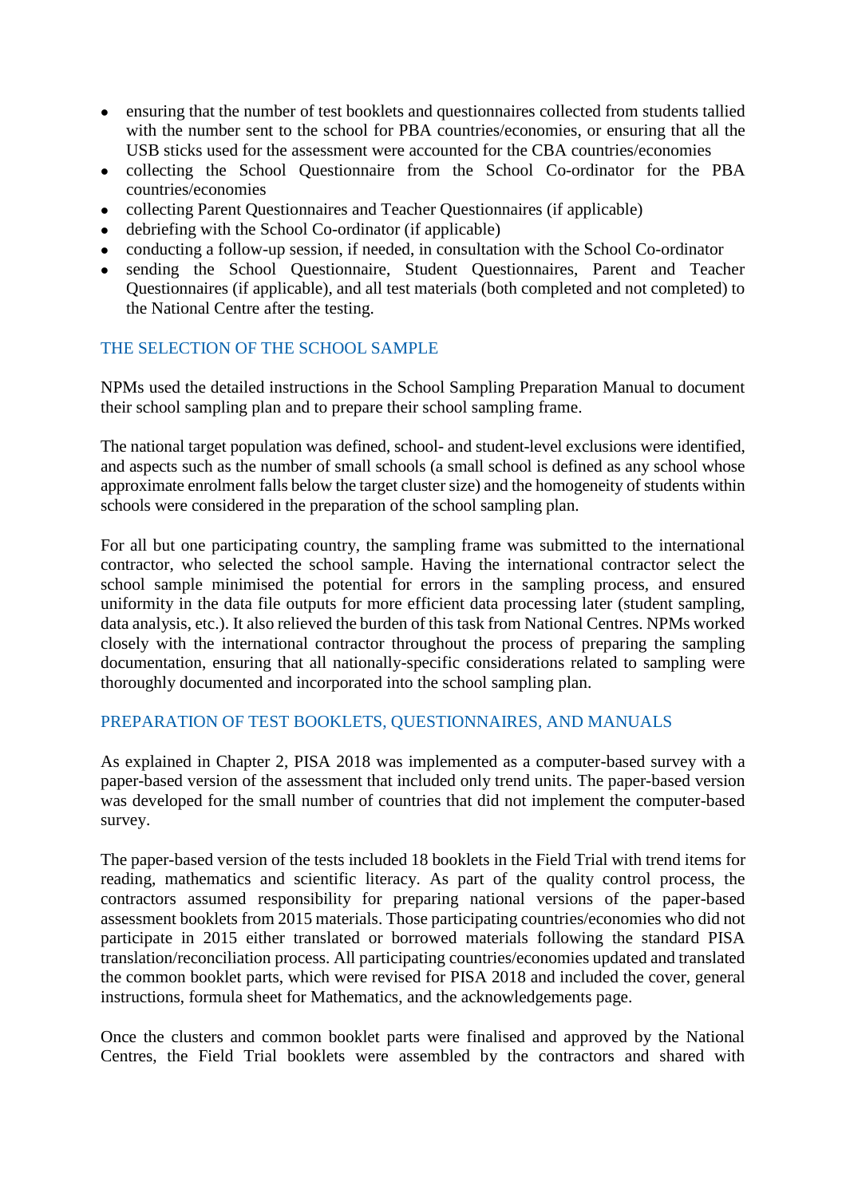- ensuring that the number of test booklets and questionnaires collected from students tallied with the number sent to the school for PBA countries/economies, or ensuring that all the USB sticks used for the assessment were accounted for the CBA countries/economies
- collecting the School Questionnaire from the School Co-ordinator for the PBA countries/economies
- collecting Parent Questionnaires and Teacher Questionnaires (if applicable)
- debriefing with the School Co-ordinator (if applicable)
- conducting a follow-up session, if needed, in consultation with the School Co-ordinator
- sending the School Questionnaire, Student Questionnaires, Parent and Teacher Questionnaires (if applicable), and all test materials (both completed and not completed) to the National Centre after the testing.

## THE SELECTION OF THE SCHOOL SAMPLE

NPMs used the detailed instructions in the School Sampling Preparation Manual to document their school sampling plan and to prepare their school sampling frame.

The national target population was defined, school- and student-level exclusions were identified, and aspects such as the number of small schools (a small school is defined as any school whose approximate enrolment falls below the target cluster size) and the homogeneity of students within schools were considered in the preparation of the school sampling plan.

For all but one participating country, the sampling frame was submitted to the international contractor, who selected the school sample. Having the international contractor select the school sample minimised the potential for errors in the sampling process, and ensured uniformity in the data file outputs for more efficient data processing later (student sampling, data analysis, etc.). It also relieved the burden of this task from National Centres. NPMs worked closely with the international contractor throughout the process of preparing the sampling documentation, ensuring that all nationally-specific considerations related to sampling were thoroughly documented and incorporated into the school sampling plan.

## PREPARATION OF TEST BOOKLETS, QUESTIONNAIRES, AND MANUALS

As explained in Chapter 2, PISA 2018 was implemented as a computer-based survey with a paper-based version of the assessment that included only trend units. The paper-based version was developed for the small number of countries that did not implement the computer-based survey.

The paper-based version of the tests included 18 booklets in the Field Trial with trend items for reading, mathematics and scientific literacy. As part of the quality control process, the contractors assumed responsibility for preparing national versions of the paper-based assessment booklets from 2015 materials. Those participating countries/economies who did not participate in 2015 either translated or borrowed materials following the standard PISA translation/reconciliation process. All participating countries/economies updated and translated the common booklet parts, which were revised for PISA 2018 and included the cover, general instructions, formula sheet for Mathematics, and the acknowledgements page.

Once the clusters and common booklet parts were finalised and approved by the National Centres, the Field Trial booklets were assembled by the contractors and shared with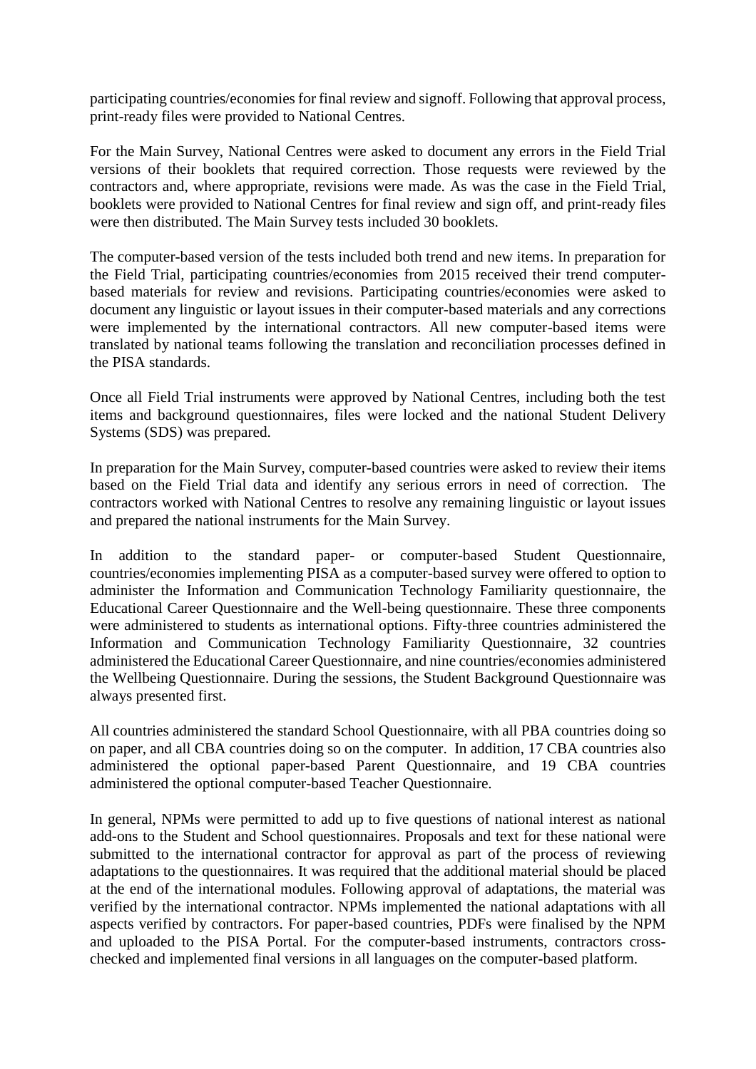participating countries/economies for final review and signoff. Following that approval process, print-ready files were provided to National Centres.

For the Main Survey, National Centres were asked to document any errors in the Field Trial versions of their booklets that required correction. Those requests were reviewed by the contractors and, where appropriate, revisions were made. As was the case in the Field Trial, booklets were provided to National Centres for final review and sign off, and print-ready files were then distributed. The Main Survey tests included 30 booklets.

The computer-based version of the tests included both trend and new items. In preparation for the Field Trial, participating countries/economies from 2015 received their trend computer-based materials for review and revisions. Participating countries/economies were asked to document any linguistic or layout issues in their computer-based materials and any corrections were implemented by the international contractors. All new computer-based items were translated by national teams following the translation and reconciliation processes defined in the PISA standards.

Once all Field Trial instruments were approved by National Centres, including both the test items and background questionnaires, files were locked and the national Student Delivery Systems (SDS) was prepared.

In preparation for the Main Survey, computer-based countries were asked to review their items based on the Field Trial data and identify any serious errors in need of correction. The contractors worked with National Centres to resolve any remaining linguistic or layout issues and prepared the national instruments for the Main Survey.

In addition to the standard paper- or computer-based Student Questionnaire, countries/economies implementing PISA as a computer-based survey were offered to option to administer the Information and Communication Technology Familiarity questionnaire, the Educational Career Questionnaire and the Well-being questionnaire. These three components were administered to students as international options. Fifty-three countries administered the Information and Communication Technology Familiarity Questionnaire, 32 countries administered the Educational Career Questionnaire, and nine countries/economies administered the Wellbeing Questionnaire. During the sessions, the Student Background Questionnaire was always presented first.

All countries administered the standard School Questionnaire, with all PBA countries doing so on paper, and all CBA countries doing so on the computer. In addition, 17 CBA countries also administered the optional paper-based Parent Questionnaire, and 19 CBA countries administered the optional computer-based Teacher Questionnaire.

In general, NPMs were permitted to add up to five questions of national interest as national add-ons to the Student and School questionnaires. Proposals and text for these national were submitted to the international contractor for approval as part of the process of reviewing adaptations to the questionnaires. It was required that the additional material should be placed at the end of the international modules. Following approval of adaptations, the material was verified by the international contractor. NPMs implemented the national adaptations with all aspects verified by contractors. For paper-based countries, PDFs were finalised by the NPM and uploaded to the PISA Portal. For the computer-based instruments, contractors cross-checked and implemented final versions in all languages on the computer-based platform.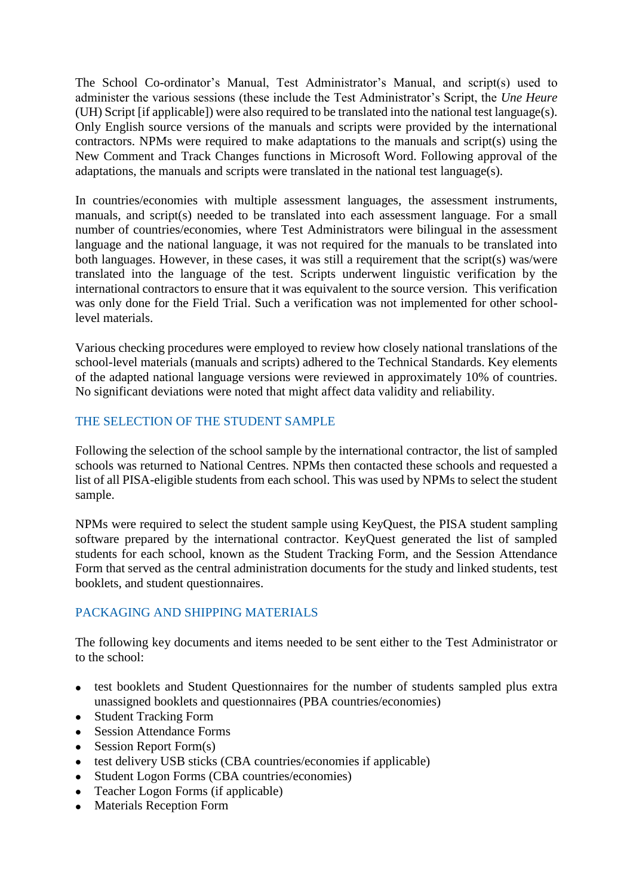The School Co-ordinator's Manual, Test Administrator's Manual, and script(s) used to administer the various sessions (these include the Test Administrator's Script, the *Une Heure* (UH) Script [if applicable]) were also required to be translated into the national test language(s). Only English source versions of the manuals and scripts were provided by the international contractors. NPMs were required to make adaptations to the manuals and script(s) using the New Comment and Track Changes functions in Microsoft Word. Following approval of the adaptations, the manuals and scripts were translated in the national test language(s).

In countries/economies with multiple assessment languages, the assessment instruments, manuals, and script(s) needed to be translated into each assessment language. For a small number of countries/economies, where Test Administrators were bilingual in the assessment language and the national language, it was not required for the manuals to be translated into both languages. However, in these cases, it was still a requirement that the script(s) was/were translated into the language of the test. Scripts underwent linguistic verification by the international contractors to ensure that it was equivalent to the source version. This verification was only done for the Field Trial. Such a verification was not implemented for other school-level materials.

Various checking procedures were employed to review how closely national translations of the school-level materials (manuals and scripts) adhered to the Technical Standards. Key elements of the adapted national language versions were reviewed in approximately 10% of countries. No significant deviations were noted that might affect data validity and reliability.

## THE SELECTION OF THE STUDENT SAMPLE

Following the selection of the school sample by the international contractor, the list of sampled schools was returned to National Centres. NPMs then contacted these schools and requested a list of all PISA-eligible students from each school. This was used by NPMs to select the student sample.

NPMs were required to select the student sample using KeyQuest, the PISA student sampling software prepared by the international contractor. KeyQuest generated the list of sampled students for each school, known as the Student Tracking Form, and the Session Attendance Form that served as the central administration documents for the study and linked students, test booklets, and student questionnaires.

## PACKAGING AND SHIPPING MATERIALS

The following key documents and items needed to be sent either to the Test Administrator or to the school:

- test booklets and Student Questionnaires for the number of students sampled plus extra unassigned booklets and questionnaires (PBA countries/economies)
- Student Tracking Form
- Session Attendance Forms
- Session Report Form(s)
- test delivery USB sticks (CBA countries/economies if applicable)
- Student Logon Forms (CBA countries/economies)
- Teacher Logon Forms (if applicable)
- Materials Reception Form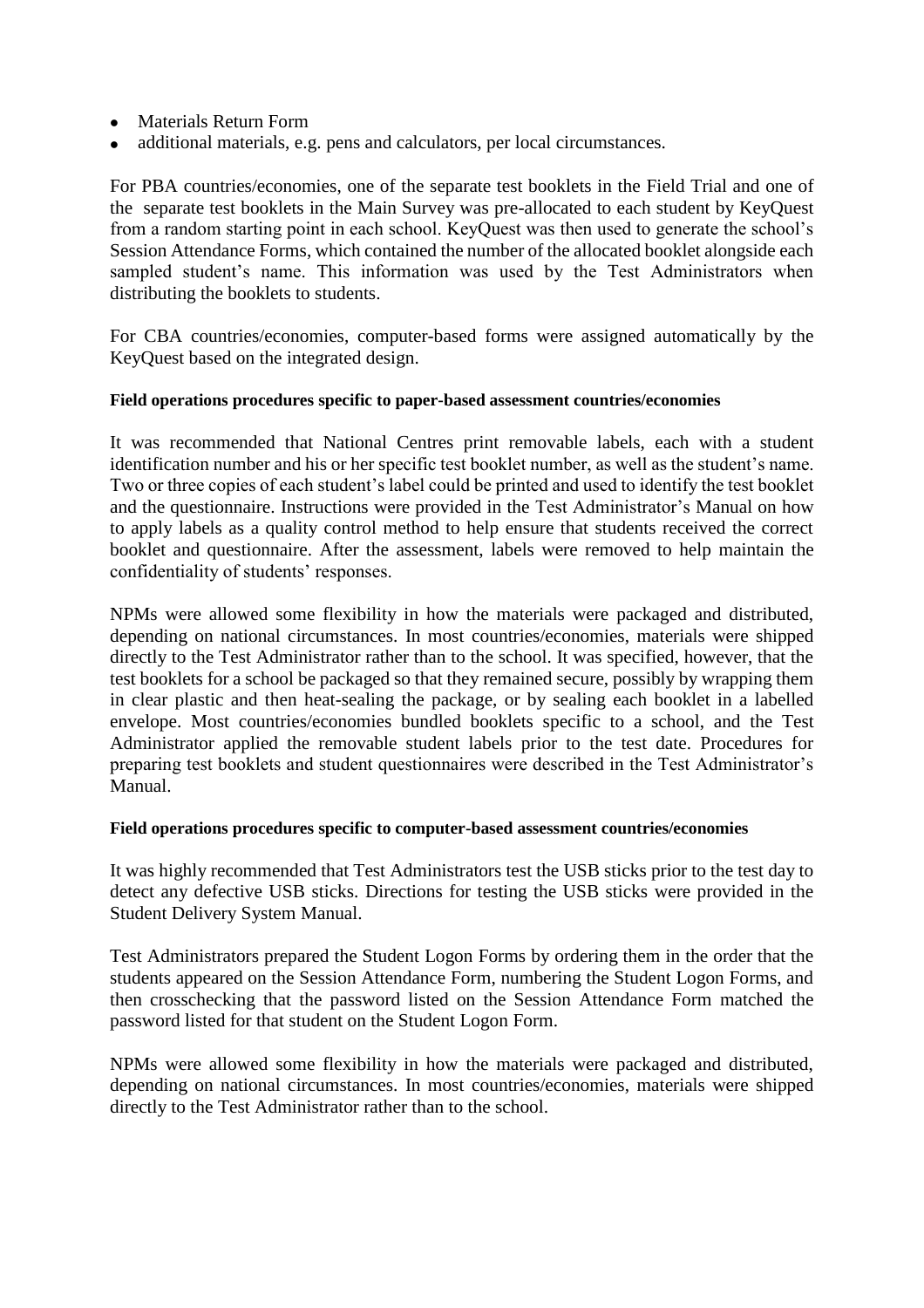- Materials Return Form
- additional materials, e.g. pens and calculators, per local circumstances.

For PBA countries/economies, one of the separate test booklets in the Field Trial and one of the separate test booklets in the Main Survey was pre-allocated to each student by KeyQuest from a random starting point in each school. KeyQuest was then used to generate the school's Session Attendance Forms, which contained the number of the allocated booklet alongside each sampled student's name. This information was used by the Test Administrators when distributing the booklets to students.

For CBA countries/economies, computer-based forms were assigned automatically by the KeyQuest based on the integrated design.

**Field operations procedures specific to paper-based assessment countries/economies**

It was recommended that National Centres print removable labels, each with a student identification number and his or her specific test booklet number, as well as the student's name. Two or three copies of each student's label could be printed and used to identify the test booklet and the questionnaire. Instructions were provided in the Test Administrator's Manual on how to apply labels as a quality control method to help ensure that students received the correct booklet and questionnaire. After the assessment, labels were removed to help maintain the confidentiality of students' responses.

NPMs were allowed some flexibility in how the materials were packaged and distributed, depending on national circumstances. In most countries/economies, materials were shipped directly to the Test Administrator rather than to the school. It was specified, however, that the test booklets for a school be packaged so that they remained secure, possibly by wrapping them in clear plastic and then heat-sealing the package, or by sealing each booklet in a labelled envelope. Most countries/economies bundled booklets specific to a school, and the Test Administrator applied the removable student labels prior to the test date. Procedures for preparing test booklets and student questionnaires were described in the Test Administrator's Manual.

**Field operations procedures specific to computer-based assessment countries/economies**

It was highly recommended that Test Administrators test the USB sticks prior to the test day to detect any defective USB sticks. Directions for testing the USB sticks were provided in the Student Delivery System Manual.

Test Administrators prepared the Student Logon Forms by ordering them in the order that the students appeared on the Session Attendance Form, numbering the Student Logon Forms, and then crosschecking that the password listed on the Session Attendance Form matched the password listed for that student on the Student Logon Form.

NPMs were allowed some flexibility in how the materials were packaged and distributed, depending on national circumstances. In most countries/economies, materials were shipped directly to the Test Administrator rather than to the school.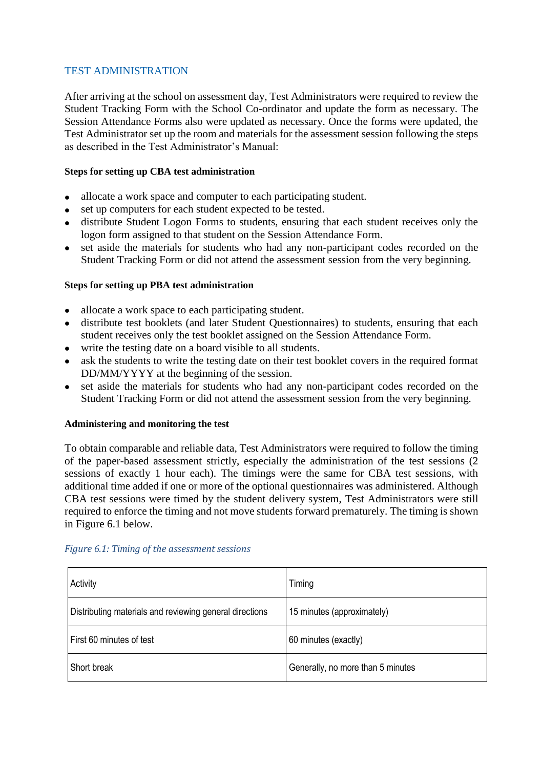## TEST ADMINISTRATION

After arriving at the school on assessment day, Test Administrators were required to review the Student Tracking Form with the School Co-ordinator and update the form as necessary. The Session Attendance Forms also were updated as necessary. Once the forms were updated, the Test Administrator set up the room and materials for the assessment session following the steps as described in the Test Administrator's Manual:

**Steps for setting up CBA test administration**

- allocate a work space and computer to each participating student.
- set up computers for each student expected to be tested.
- distribute Student Logon Forms to students, ensuring that each student receives only the logon form assigned to that student on the Session Attendance Form.
- set aside the materials for students who had any non-participant codes recorded on the Student Tracking Form or did not attend the assessment session from the very beginning.

**Steps for setting up PBA test administration**

- allocate a work space to each participating student.
- distribute test booklets (and later Student Questionnaires) to students, ensuring that each student receives only the test booklet assigned on the Session Attendance Form.
- write the testing date on a board visible to all students.
- ask the students to write the testing date on their test booklet covers in the required format DD/MM/YYYY at the beginning of the session.
- set aside the materials for students who had any non-participant codes recorded on the Student Tracking Form or did not attend the assessment session from the very beginning.

**Administering and monitoring the test**

To obtain comparable and reliable data, Test Administrators were required to follow the timing of the paper-based assessment strictly, especially the administration of the test sessions (2 sessions of exactly 1 hour each). The timings were the same for CBA test sessions, with additional time added if one or more of the optional questionnaires was administered. Although CBA test sessions were timed by the student delivery system, Test Administrators were still required to enforce the timing and not move students forward prematurely. The timing is shown in Figure 6.1 below.

*Figure 6.1: Timing of the assessment sessions*

| Activity | Timing |
|---|---|
| Distributing materials and reviewing general directions | 15 minutes (approximately) |
| First 60 minutes of test | 60 minutes (exactly) |
| Short break | Generally, no more than 5 minutes |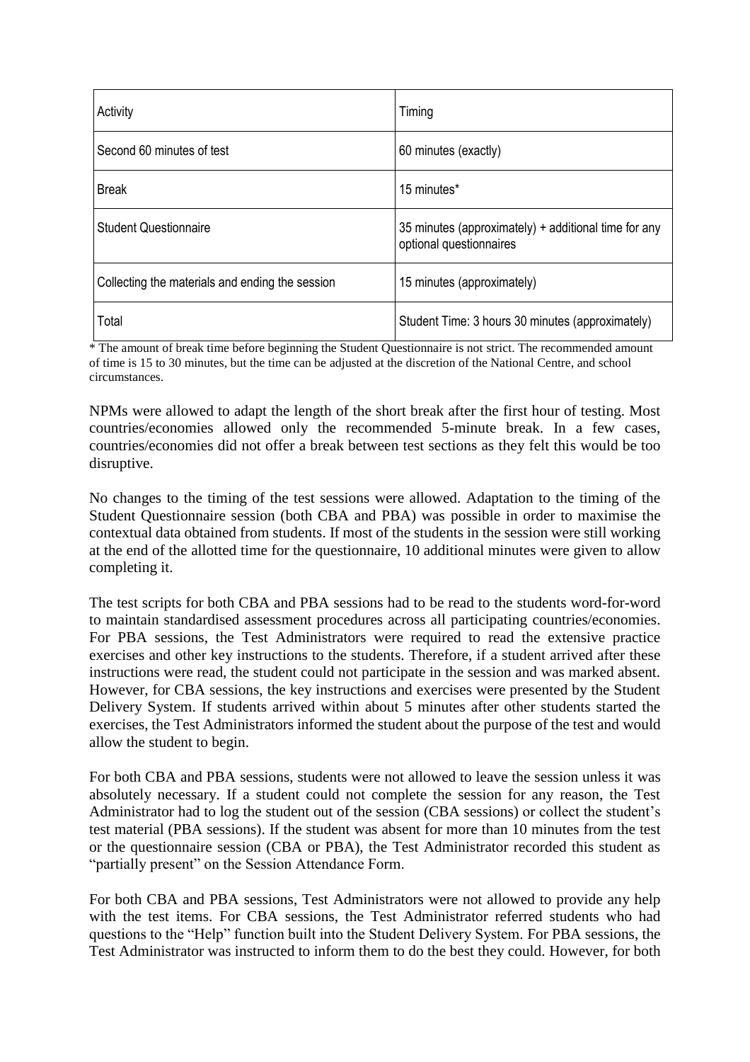| Activity | Timing |
| --- | --- |
| Second 60 minutes of test | 60 minutes (exactly) |
| Break | 15 minutes* |
| Student Questionnaire | 35 minutes (approximately) + additional time for any optional questionnaires |
| Collecting the materials and ending the session | 15 minutes (approximately) |
| Total | Student Time: 3 hours 30 minutes (approximately) |

* The amount of break time before beginning the Student Questionnaire is not strict. The recommended amount of time is 15 to 30 minutes, but the time can be adjusted at the discretion of the National Centre, and school circumstances.

NPMs were allowed to adapt the length of the short break after the first hour of testing. Most countries/economies allowed only the recommended 5-minute break. In a few cases, countries/economies did not offer a break between test sections as they felt this would be too disruptive.

No changes to the timing of the test sessions were allowed. Adaptation to the timing of the Student Questionnaire session (both CBA and PBA) was possible in order to maximise the contextual data obtained from students. If most of the students in the session were still working at the end of the allotted time for the questionnaire, 10 additional minutes were given to allow completing it.

The test scripts for both CBA and PBA sessions had to be read to the students word-for-word to maintain standardised assessment procedures across all participating countries/economies. For PBA sessions, the Test Administrators were required to read the extensive practice exercises and other key instructions to the students. Therefore, if a student arrived after these instructions were read, the student could not participate in the session and was marked absent. However, for CBA sessions, the key instructions and exercises were presented by the Student Delivery System. If students arrived within about 5 minutes after other students started the exercises, the Test Administrators informed the student about the purpose of the test and would allow the student to begin.

For both CBA and PBA sessions, students were not allowed to leave the session unless it was absolutely necessary. If a student could not complete the session for any reason, the Test Administrator had to log the student out of the session (CBA sessions) or collect the student's test material (PBA sessions). If the student was absent for more than 10 minutes from the test or the questionnaire session (CBA or PBA), the Test Administrator recorded this student as "partially present" on the Session Attendance Form.

For both CBA and PBA sessions, Test Administrators were not allowed to provide any help with the test items. For CBA sessions, the Test Administrator referred students who had questions to the "Help" function built into the Student Delivery System. For PBA sessions, the Test Administrator was instructed to inform them to do the best they could. However, for both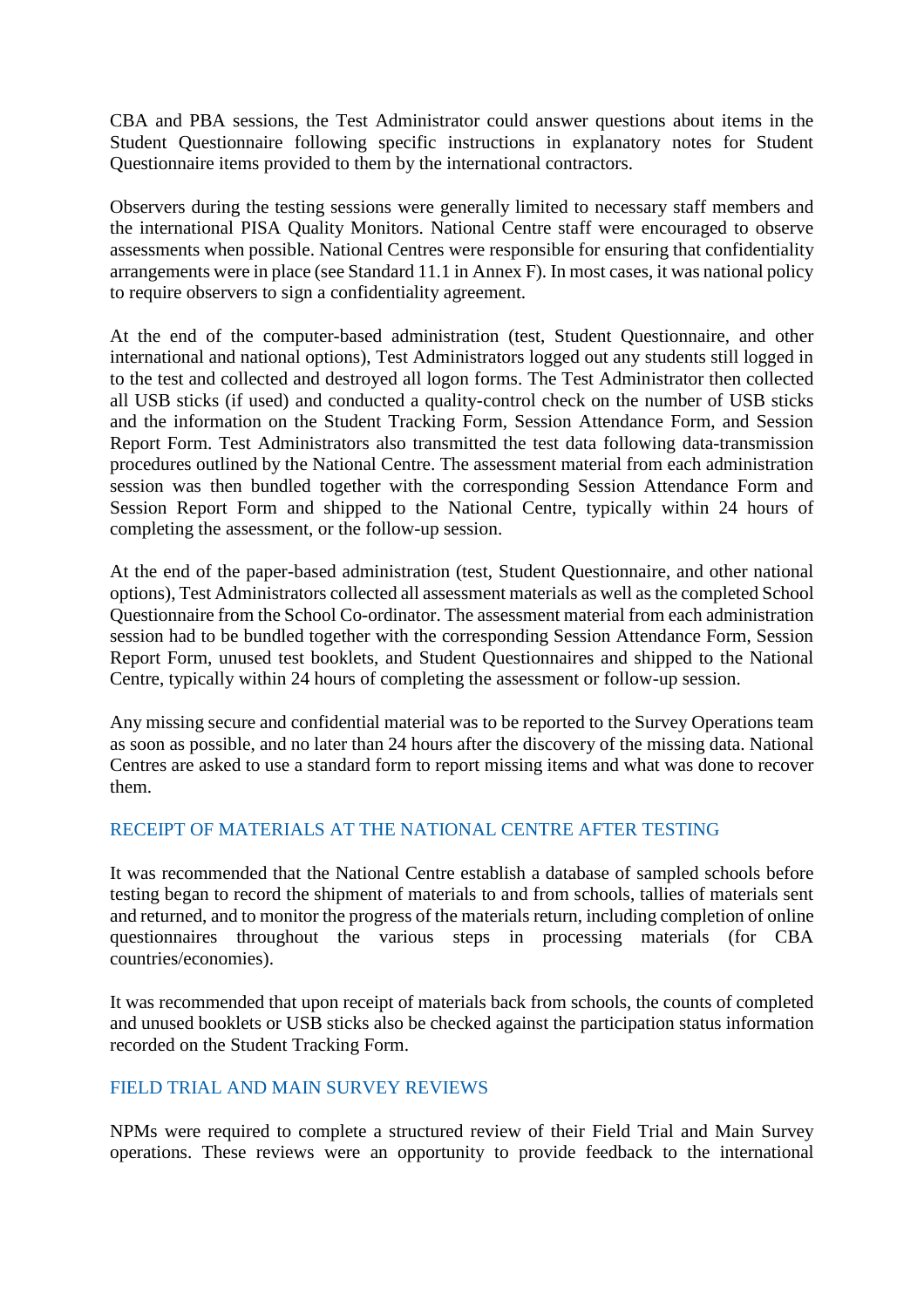CBA and PBA sessions, the Test Administrator could answer questions about items in the Student Questionnaire following specific instructions in explanatory notes for Student Questionnaire items provided to them by the international contractors.

Observers during the testing sessions were generally limited to necessary staff members and the international PISA Quality Monitors. National Centre staff were encouraged to observe assessments when possible. National Centres were responsible for ensuring that confidentiality arrangements were in place (see Standard 11.1 in Annex F). In most cases, it was national policy to require observers to sign a confidentiality agreement.

At the end of the computer-based administration (test, Student Questionnaire, and other international and national options), Test Administrators logged out any students still logged in to the test and collected and destroyed all logon forms. The Test Administrator then collected all USB sticks (if used) and conducted a quality-control check on the number of USB sticks and the information on the Student Tracking Form, Session Attendance Form, and Session Report Form. Test Administrators also transmitted the test data following data-transmission procedures outlined by the National Centre. The assessment material from each administration session was then bundled together with the corresponding Session Attendance Form and Session Report Form and shipped to the National Centre, typically within 24 hours of completing the assessment, or the follow-up session.

At the end of the paper-based administration (test, Student Questionnaire, and other national options), Test Administrators collected all assessment materials as well as the completed School Questionnaire from the School Co-ordinator. The assessment material from each administration session had to be bundled together with the corresponding Session Attendance Form, Session Report Form, unused test booklets, and Student Questionnaires and shipped to the National Centre, typically within 24 hours of completing the assessment or follow-up session.

Any missing secure and confidential material was to be reported to the Survey Operations team as soon as possible, and no later than 24 hours after the discovery of the missing data. National Centres are asked to use a standard form to report missing items and what was done to recover them.

## RECEIPT OF MATERIALS AT THE NATIONAL CENTRE AFTER TESTING

It was recommended that the National Centre establish a database of sampled schools before testing began to record the shipment of materials to and from schools, tallies of materials sent and returned, and to monitor the progress of the materials return, including completion of online questionnaires throughout the various steps in processing materials (for CBA countries/economies).

It was recommended that upon receipt of materials back from schools, the counts of completed and unused booklets or USB sticks also be checked against the participation status information recorded on the Student Tracking Form.

## FIELD TRIAL AND MAIN SURVEY REVIEWS

NPMs were required to complete a structured review of their Field Trial and Main Survey operations. These reviews were an opportunity to provide feedback to the international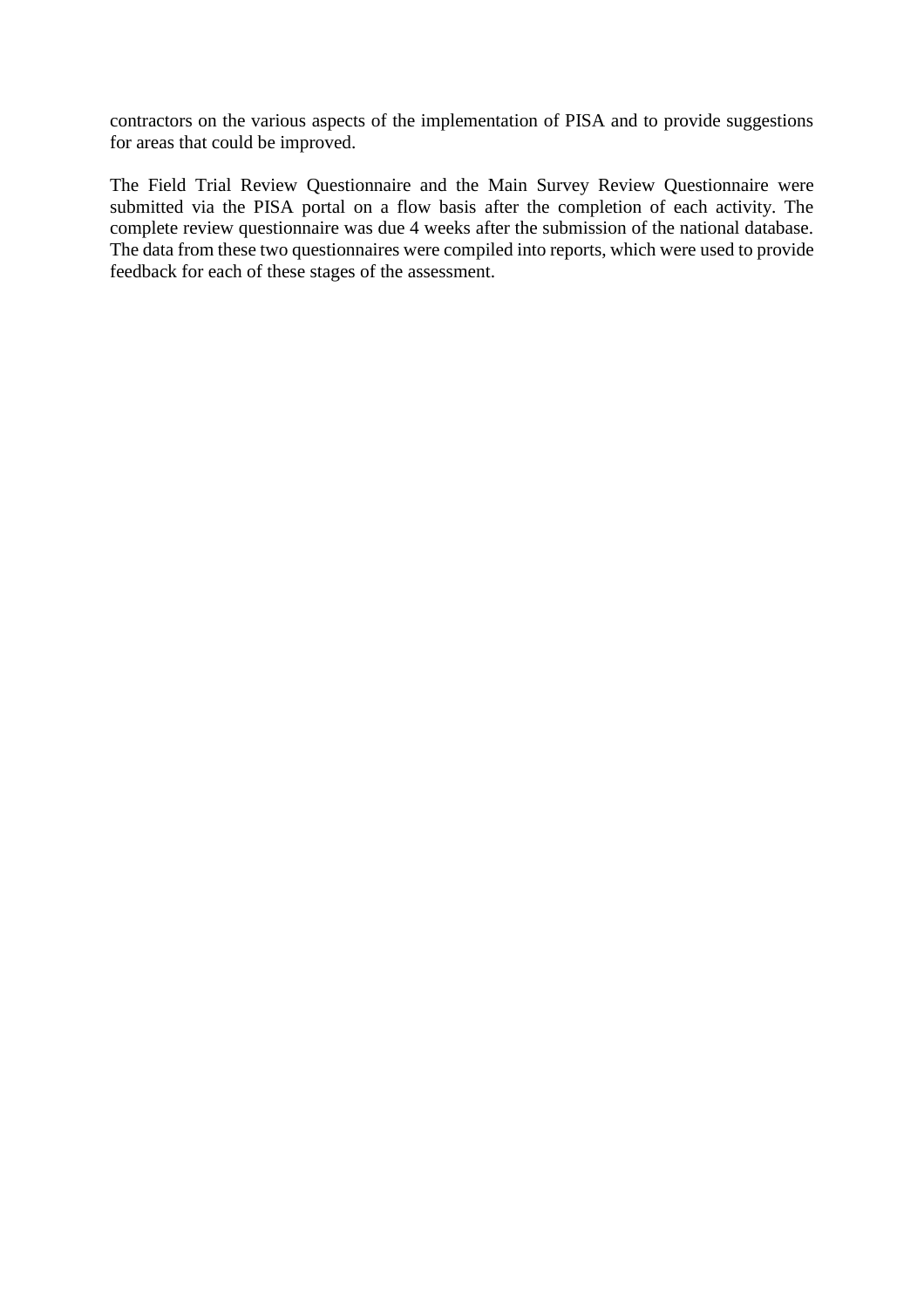contractors on the various aspects of the implementation of PISA and to provide suggestions for areas that could be improved.

The Field Trial Review Questionnaire and the Main Survey Review Questionnaire were submitted via the PISA portal on a flow basis after the completion of each activity. The complete review questionnaire was due 4 weeks after the submission of the national database. The data from these two questionnaires were compiled into reports, which were used to provide feedback for each of these stages of the assessment.